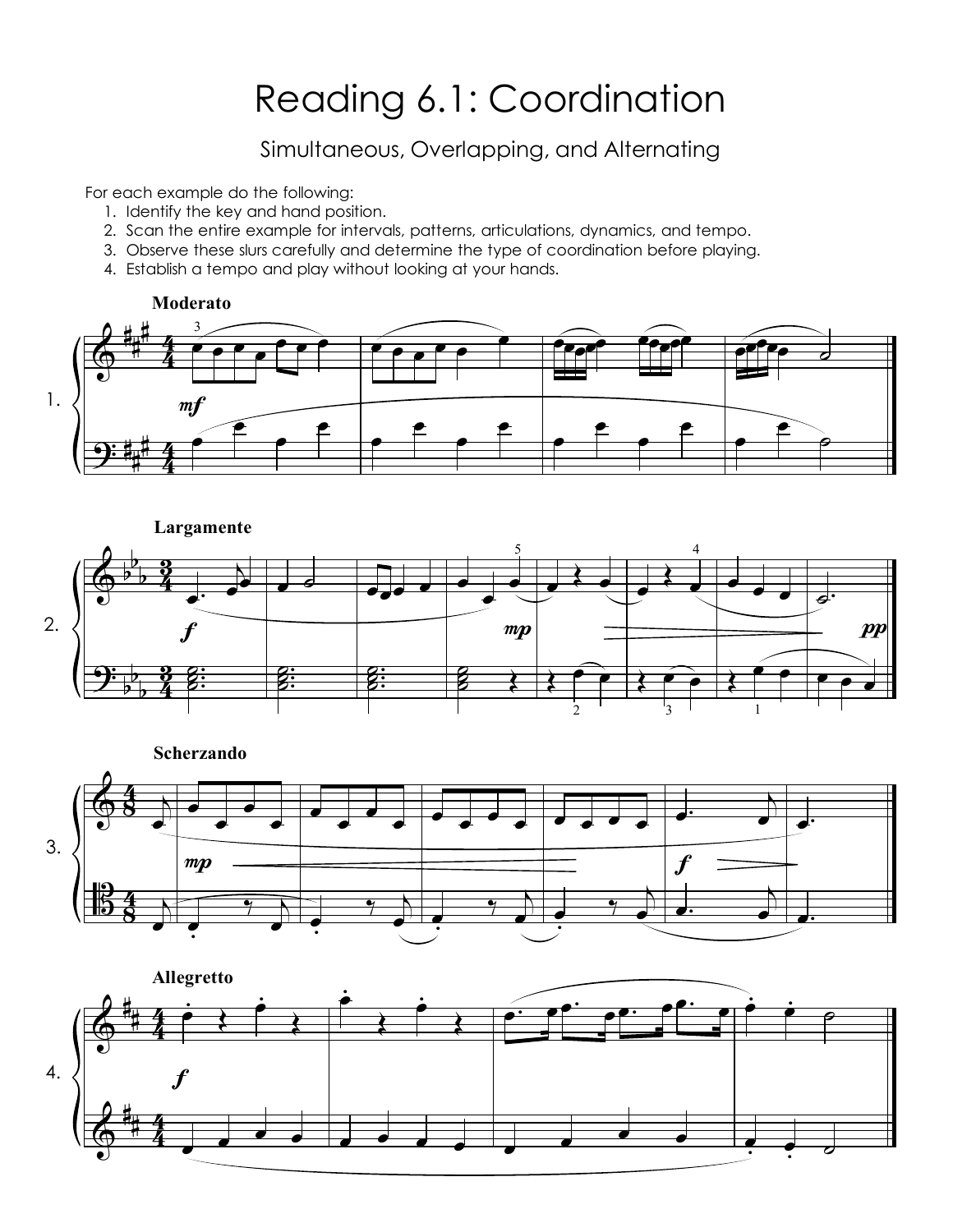# Reading 6.1: Coordination

## Simultaneous, Overlapping, and Alternating

For each example do the following:

1. Identify the key and hand position.
2. Scan the entire example for intervals, patterns, articulations, dynamics, and tempo.
3. Observe these slurs carefully and determine the type of coordination before playing.
4. Establish a tempo and play without looking at your hands.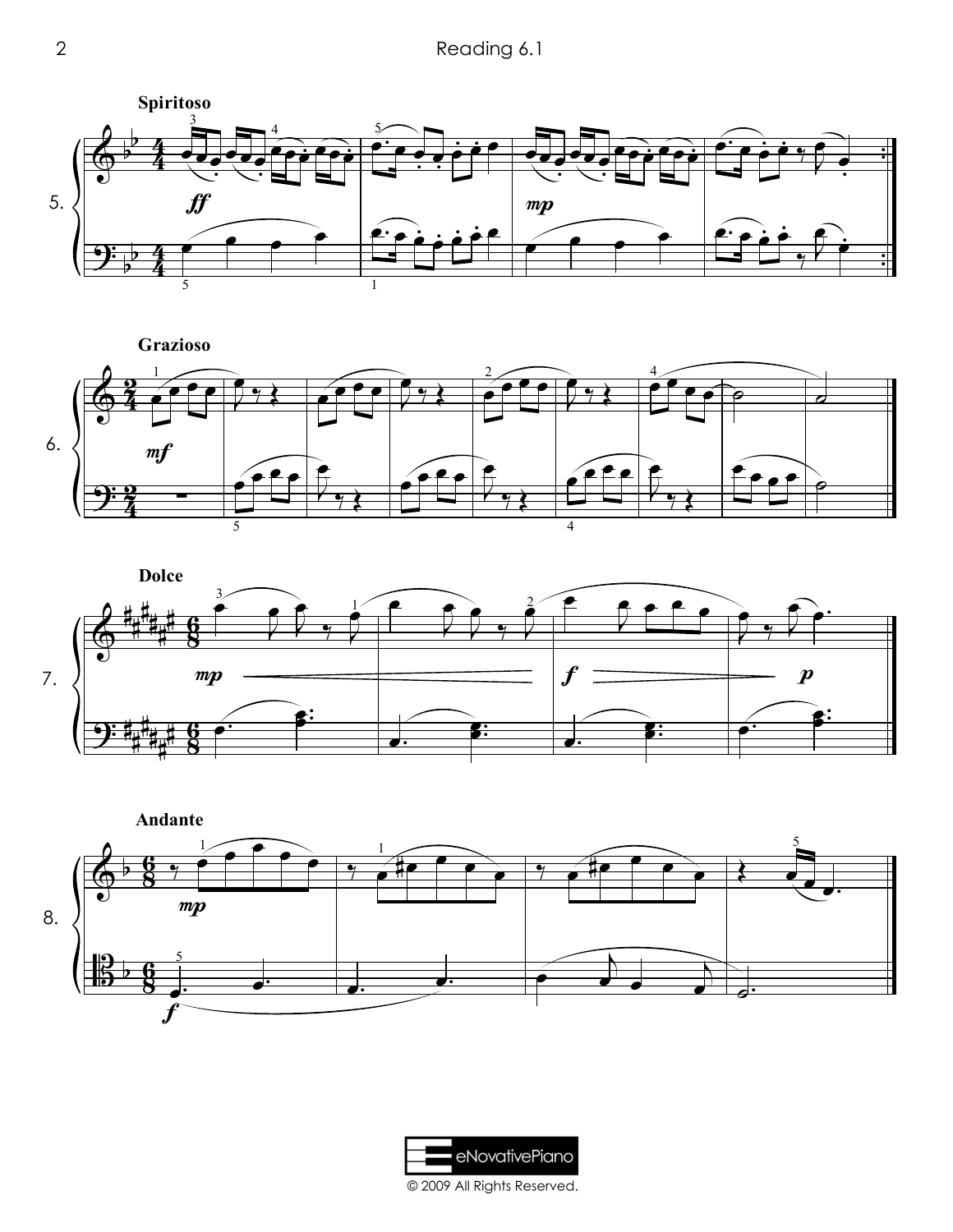5.

Spiritoso

6.

Grazioso

7.

Dolce

8.

Andante

© 2009 All Rights Reserved.